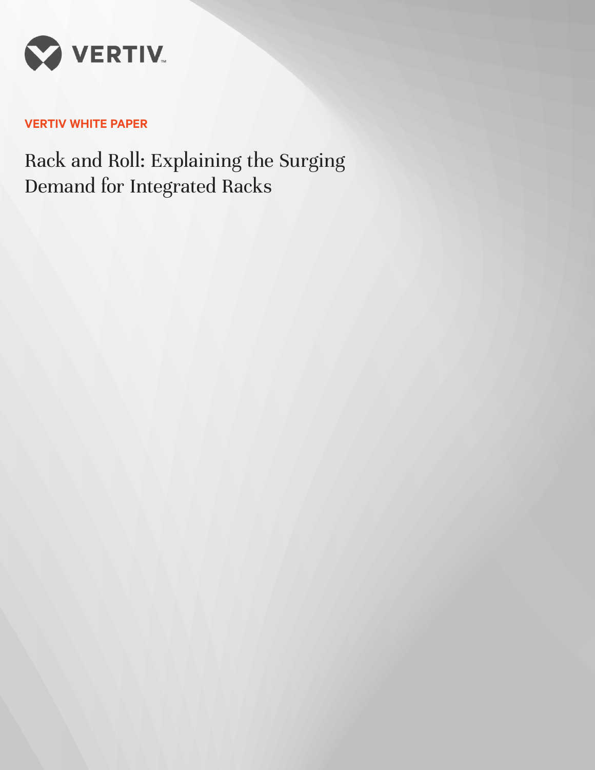VERTIV WHITE PAPER

# Rack and Roll: Explaining the Surging Demand for Integrated Racks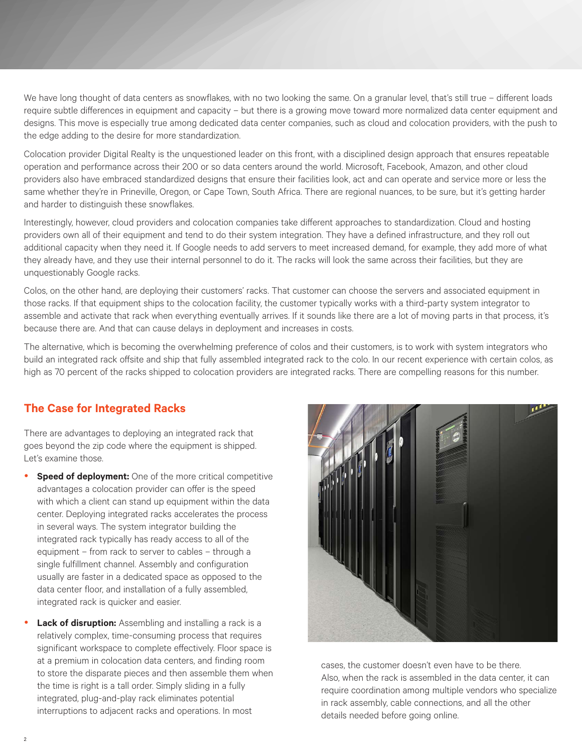We have long thought of data centers as snowflakes, with no two looking the same. On a granular level, that's still true – different loads require subtle differences in equipment and capacity – but there is a growing move toward more normalized data center equipment and designs. This move is especially true among dedicated data center companies, such as cloud and colocation providers, with the push to the edge adding to the desire for more standardization.

Colocation provider Digital Realty is the unquestioned leader on this front, with a disciplined design approach that ensures repeatable operation and performance across their 200 or so data centers around the world. Microsoft, Facebook, Amazon, and other cloud providers also have embraced standardized designs that ensure their facilities look, act and can operate and service more or less the same whether they're in Prineville, Oregon, or Cape Town, South Africa. There are regional nuances, to be sure, but it's getting harder and harder to distinguish these snowflakes.

Interestingly, however, cloud providers and colocation companies take different approaches to standardization. Cloud and hosting providers own all of their equipment and tend to do their system integration. They have a defined infrastructure, and they roll out additional capacity when they need it. If Google needs to add servers to meet increased demand, for example, they add more of what they already have, and they use their internal personnel to do it. The racks will look the same across their facilities, but they are unquestionably Google racks.

Colos, on the other hand, are deploying their customers' racks. That customer can choose the servers and associated equipment in those racks. If that equipment ships to the colocation facility, the customer typically works with a third-party system integrator to assemble and activate that rack when everything eventually arrives. If it sounds like there are a lot of moving parts in that process, it's because there are. And that can cause delays in deployment and increases in costs.

The alternative, which is becoming the overwhelming preference of colos and their customers, is to work with system integrators who build an integrated rack offsite and ship that fully assembled integrated rack to the colo. In our recent experience with certain colos, as high as 70 percent of the racks shipped to colocation providers are integrated racks. There are compelling reasons for this number.

## The Case for Integrated Racks

There are advantages to deploying an integrated rack that goes beyond the zip code where the equipment is shipped. Let's examine those.

- **Speed of deployment:** One of the more critical competitive advantages a colocation provider can offer is the speed with which a client can stand up equipment within the data center. Deploying integrated racks accelerates the process in several ways. The system integrator building the integrated rack typically has ready access to all of the equipment – from rack to server to cables – through a single fulfillment channel. Assembly and configuration usually are faster in a dedicated space as opposed to the data center floor, and installation of a fully assembled, integrated rack is quicker and easier.
- **Lack of disruption:** Assembling and installing a rack is a relatively complex, time-consuming process that requires significant workspace to complete effectively. Floor space is at a premium in colocation data centers, and finding room to store the disparate pieces and then assemble them when the time is right is a tall order. Simply sliding in a fully integrated, plug-and-play rack eliminates potential interruptions to adjacent racks and operations. In most cases, the customer doesn't even have to be there. Also, when the rack is assembled in the data center, it can require coordination among multiple vendors who specialize in rack assembly, cable connections, and all the other details needed before going online.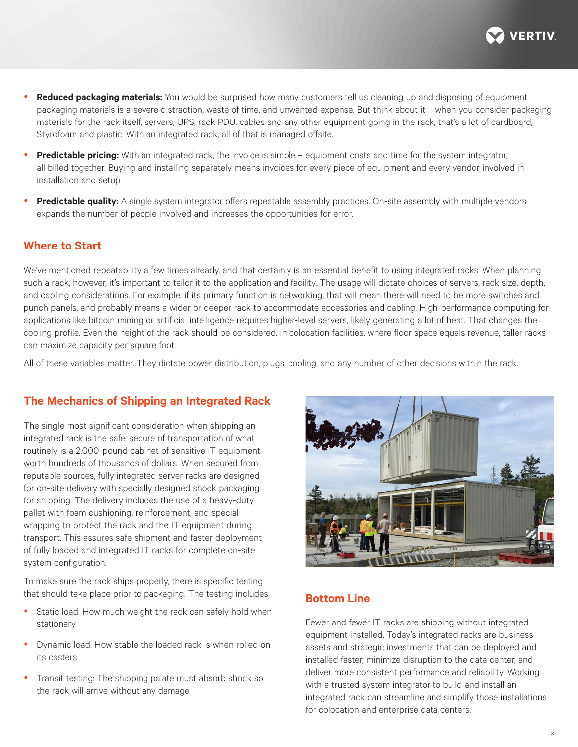- **Reduced packaging materials:** You would be surprised how many customers tell us cleaning up and disposing of equipment packaging materials is a severe distraction, waste of time, and unwanted expense. But think about it – when you consider packaging materials for the rack itself, servers, UPS, rack PDU, cables and any other equipment going in the rack, that's a lot of cardboard, Styrofoam and plastic. With an integrated rack, all of that is managed offsite.

- **Predictable pricing:** With an integrated rack, the invoice is simple – equipment costs and time for the system integrator, all billed together. Buying and installing separately means invoices for every piece of equipment and every vendor involved in installation and setup.

- **Predictable quality:** A single system integrator offers repeatable assembly practices. On-site assembly with multiple vendors expands the number of people involved and increases the opportunities for error.

## Where to Start

We've mentioned repeatability a few times already, and that certainly is an essential benefit to using integrated racks. When planning such a rack, however, it's important to tailor it to the application and facility. The usage will dictate choices of servers, rack size, depth, and cabling considerations. For example, if its primary function is networking, that will mean there will need to be more switches and punch panels, and probably means a wider or deeper rack to accommodate accessories and cabling. High-performance computing for applications like bitcoin mining or artificial intelligence requires higher-level servers, likely generating a lot of heat. That changes the cooling profile. Even the height of the rack should be considered. In colocation facilities, where floor space equals revenue, taller racks can maximize capacity per square foot.

All of these variables matter. They dictate power distribution, plugs, cooling, and any number of other decisions within the rack.

## The Mechanics of Shipping an Integrated Rack

The single most significant consideration when shipping an integrated rack is the safe, secure of transportation of what routinely is a 2,000-pound cabinet of sensitive IT equipment worth hundreds of thousands of dollars. When secured from reputable sources, fully integrated server racks are designed for on-site delivery with specially designed shock packaging for shipping. The delivery includes the use of a heavy-duty pallet with foam cushioning, reinforcement, and special wrapping to protect the rack and the IT equipment during transport. This assures safe shipment and faster deployment of fully loaded and integrated IT racks for complete on-site system configuration.

To make sure the rack ships properly, there is specific testing that should take place prior to packaging. The testing includes:

- Static load: How much weight the rack can safely hold when stationary
- Dynamic load: How stable the loaded rack is when rolled on its casters
- Transit testing: The shipping palate must absorb shock so the rack will arrive without any damage

## Bottom Line

Fewer and fewer IT racks are shipping without integrated equipment installed. Today's integrated racks are business assets and strategic investments that can be deployed and installed faster, minimize disruption to the data center, and deliver more consistent performance and reliability. Working with a trusted system integrator to build and install an integrated rack can streamline and simplify those installations for colocation and enterprise data centers.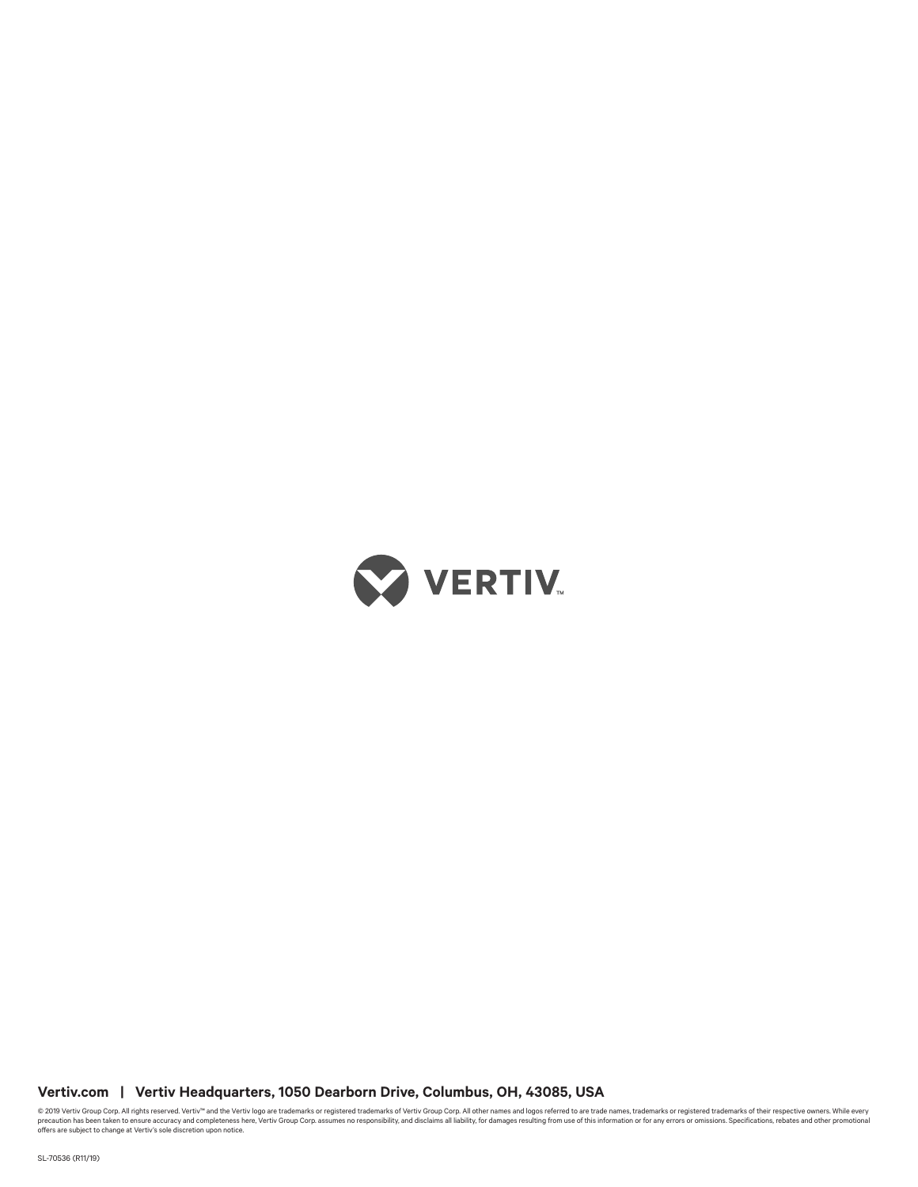VERTIV™

**Vertiv.com | Vertiv Headquarters, 1050 Dearborn Drive, Columbus, OH, 43085, USA**

© 2019 Vertiv Group Corp. All rights reserved. Vertiv™ and the Vertiv logo are trademarks or registered trademarks of Vertiv Group Corp. All other names and logos referred to are trade names, trademarks or registered trademarks of their respective owners. While every precaution has been taken to ensure accuracy and completeness here, Vertiv Group Corp. assumes no responsibility, and disclaims all liability, for damages resulting from use of this information or for any errors or omissions. Specifications, rebates and other promotional offers are subject to change at Vertiv's sole discretion upon notice.

SL-70536 (R11/19)